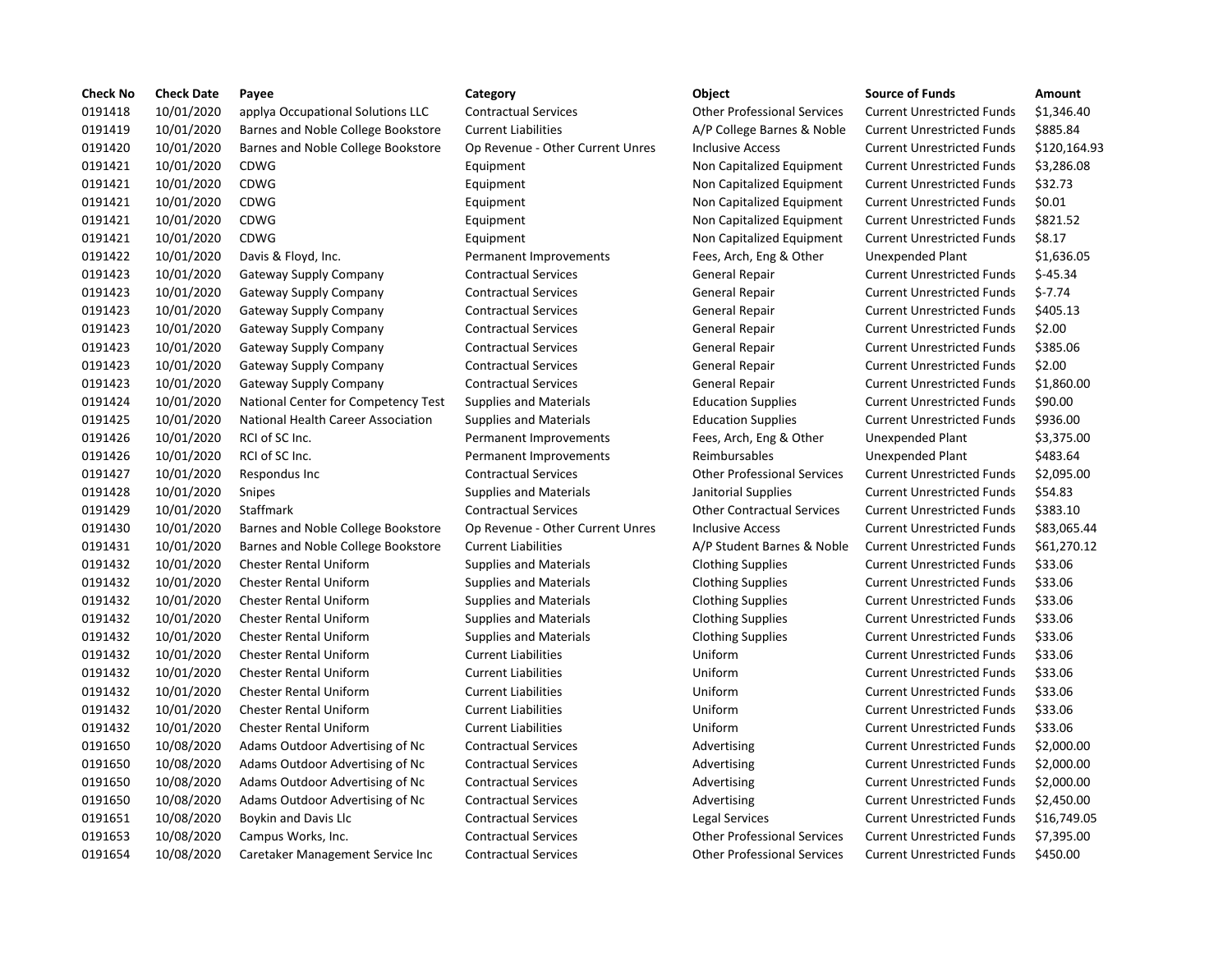| Check No | Check Date | Payee | Category | Object | Source of Funds | Amount |
| --- | --- | --- | --- | --- | --- | --- |
| 0191418 | 10/01/2020 | applya Occupational Solutions LLC | Contractual Services | Other Professional Services | Current Unrestricted Funds | $1,346.40 |
| 0191419 | 10/01/2020 | Barnes and Noble College Bookstore | Current Liabilities | A/P College Barnes & Noble | Current Unrestricted Funds | $885.84 |
| 0191420 | 10/01/2020 | Barnes and Noble College Bookstore | Op Revenue - Other Current Unres | Inclusive Access | Current Unrestricted Funds | $120,164.93 |
| 0191421 | 10/01/2020 | CDWG | Equipment | Non Capitalized Equipment | Current Unrestricted Funds | $3,286.08 |
| 0191421 | 10/01/2020 | CDWG | Equipment | Non Capitalized Equipment | Current Unrestricted Funds | $32.73 |
| 0191421 | 10/01/2020 | CDWG | Equipment | Non Capitalized Equipment | Current Unrestricted Funds | $0.01 |
| 0191421 | 10/01/2020 | CDWG | Equipment | Non Capitalized Equipment | Current Unrestricted Funds | $821.52 |
| 0191421 | 10/01/2020 | CDWG | Equipment | Non Capitalized Equipment | Current Unrestricted Funds | $8.17 |
| 0191422 | 10/01/2020 | Davis & Floyd, Inc. | Permanent Improvements | Fees, Arch, Eng & Other | Unexpended Plant | $1,636.05 |
| 0191423 | 10/01/2020 | Gateway Supply Company | Contractual Services | General Repair | Current Unrestricted Funds | $-45.34 |
| 0191423 | 10/01/2020 | Gateway Supply Company | Contractual Services | General Repair | Current Unrestricted Funds | $-7.74 |
| 0191423 | 10/01/2020 | Gateway Supply Company | Contractual Services | General Repair | Current Unrestricted Funds | $405.13 |
| 0191423 | 10/01/2020 | Gateway Supply Company | Contractual Services | General Repair | Current Unrestricted Funds | $2.00 |
| 0191423 | 10/01/2020 | Gateway Supply Company | Contractual Services | General Repair | Current Unrestricted Funds | $385.06 |
| 0191423 | 10/01/2020 | Gateway Supply Company | Contractual Services | General Repair | Current Unrestricted Funds | $2.00 |
| 0191423 | 10/01/2020 | Gateway Supply Company | Contractual Services | General Repair | Current Unrestricted Funds | $1,860.00 |
| 0191424 | 10/01/2020 | National Center for Competency Test | Supplies and Materials | Education Supplies | Current Unrestricted Funds | $90.00 |
| 0191425 | 10/01/2020 | National Health Career Association | Supplies and Materials | Education Supplies | Current Unrestricted Funds | $936.00 |
| 0191426 | 10/01/2020 | RCI of SC Inc. | Permanent Improvements | Fees, Arch, Eng & Other | Unexpended Plant | $3,375.00 |
| 0191426 | 10/01/2020 | RCI of SC Inc. | Permanent Improvements | Reimbursables | Unexpended Plant | $483.64 |
| 0191427 | 10/01/2020 | Respondus Inc | Contractual Services | Other Professional Services | Current Unrestricted Funds | $2,095.00 |
| 0191428 | 10/01/2020 | Snipes | Supplies and Materials | Janitorial Supplies | Current Unrestricted Funds | $54.83 |
| 0191429 | 10/01/2020 | Staffmark | Contractual Services | Other Contractual Services | Current Unrestricted Funds | $383.10 |
| 0191430 | 10/01/2020 | Barnes and Noble College Bookstore | Op Revenue - Other Current Unres | Inclusive Access | Current Unrestricted Funds | $83,065.44 |
| 0191431 | 10/01/2020 | Barnes and Noble College Bookstore | Current Liabilities | A/P Student Barnes & Noble | Current Unrestricted Funds | $61,270.12 |
| 0191432 | 10/01/2020 | Chester Rental Uniform | Supplies and Materials | Clothing Supplies | Current Unrestricted Funds | $33.06 |
| 0191432 | 10/01/2020 | Chester Rental Uniform | Supplies and Materials | Clothing Supplies | Current Unrestricted Funds | $33.06 |
| 0191432 | 10/01/2020 | Chester Rental Uniform | Supplies and Materials | Clothing Supplies | Current Unrestricted Funds | $33.06 |
| 0191432 | 10/01/2020 | Chester Rental Uniform | Supplies and Materials | Clothing Supplies | Current Unrestricted Funds | $33.06 |
| 0191432 | 10/01/2020 | Chester Rental Uniform | Supplies and Materials | Clothing Supplies | Current Unrestricted Funds | $33.06 |
| 0191432 | 10/01/2020 | Chester Rental Uniform | Current Liabilities | Uniform | Current Unrestricted Funds | $33.06 |
| 0191432 | 10/01/2020 | Chester Rental Uniform | Current Liabilities | Uniform | Current Unrestricted Funds | $33.06 |
| 0191432 | 10/01/2020 | Chester Rental Uniform | Current Liabilities | Uniform | Current Unrestricted Funds | $33.06 |
| 0191432 | 10/01/2020 | Chester Rental Uniform | Current Liabilities | Uniform | Current Unrestricted Funds | $33.06 |
| 0191432 | 10/01/2020 | Chester Rental Uniform | Current Liabilities | Uniform | Current Unrestricted Funds | $33.06 |
| 0191650 | 10/08/2020 | Adams Outdoor Advertising of Nc | Contractual Services | Advertising | Current Unrestricted Funds | $2,000.00 |
| 0191650 | 10/08/2020 | Adams Outdoor Advertising of Nc | Contractual Services | Advertising | Current Unrestricted Funds | $2,000.00 |
| 0191650 | 10/08/2020 | Adams Outdoor Advertising of Nc | Contractual Services | Advertising | Current Unrestricted Funds | $2,000.00 |
| 0191650 | 10/08/2020 | Adams Outdoor Advertising of Nc | Contractual Services | Advertising | Current Unrestricted Funds | $2,450.00 |
| 0191651 | 10/08/2020 | Boykin and Davis Llc | Contractual Services | Legal Services | Current Unrestricted Funds | $16,749.05 |
| 0191653 | 10/08/2020 | Campus Works, Inc. | Contractual Services | Other Professional Services | Current Unrestricted Funds | $7,395.00 |
| 0191654 | 10/08/2020 | Caretaker Management Service Inc | Contractual Services | Other Professional Services | Current Unrestricted Funds | $450.00 |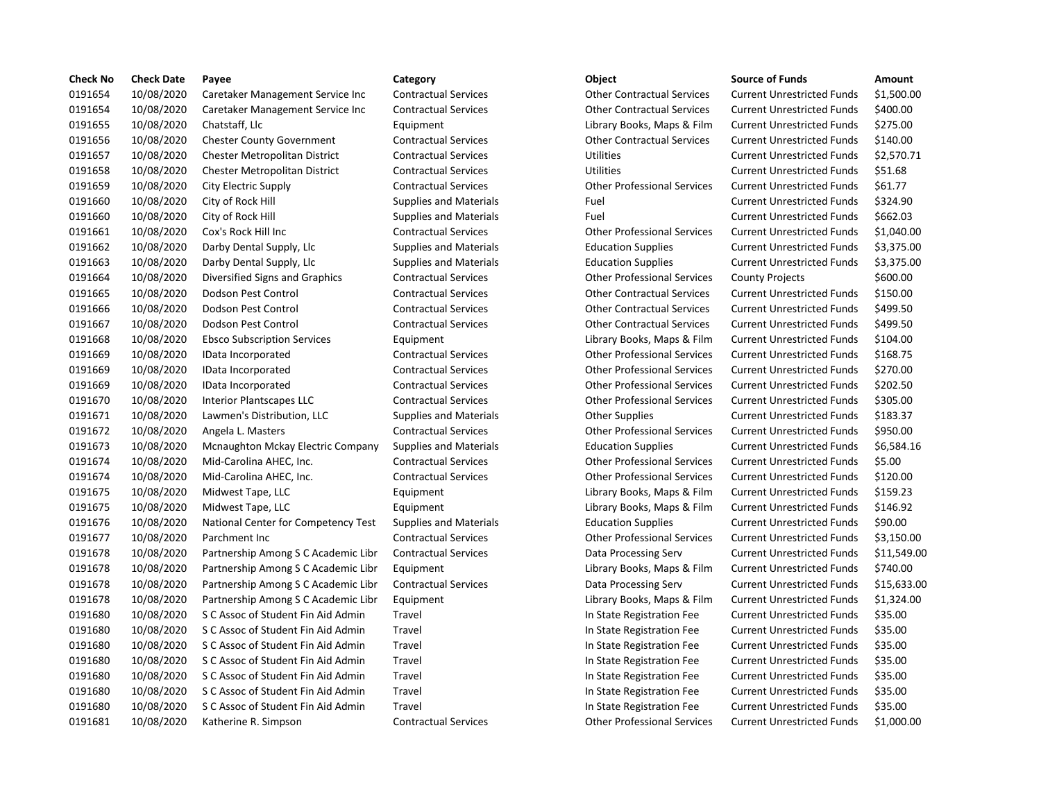| Check No | Check Date | Payee | Category | Object | Source of Funds | Amount |
|---|---|---|---|---|---|---|
| 0191654 | 10/08/2020 | Caretaker Management Service Inc | Contractual Services | Other Contractual Services | Current Unrestricted Funds | $1,500.00 |
| 0191654 | 10/08/2020 | Caretaker Management Service Inc | Contractual Services | Other Contractual Services | Current Unrestricted Funds | $400.00 |
| 0191655 | 10/08/2020 | Chatstaff, Llc | Equipment | Library Books, Maps & Film | Current Unrestricted Funds | $275.00 |
| 0191656 | 10/08/2020 | Chester County Government | Contractual Services | Other Contractual Services | Current Unrestricted Funds | $140.00 |
| 0191657 | 10/08/2020 | Chester Metropolitan District | Contractual Services | Utilities | Current Unrestricted Funds | $2,570.71 |
| 0191658 | 10/08/2020 | Chester Metropolitan District | Contractual Services | Utilities | Current Unrestricted Funds | $51.68 |
| 0191659 | 10/08/2020 | City Electric Supply | Contractual Services | Other Professional Services | Current Unrestricted Funds | $61.77 |
| 0191660 | 10/08/2020 | City of Rock Hill | Supplies and Materials | Fuel | Current Unrestricted Funds | $324.90 |
| 0191660 | 10/08/2020 | City of Rock Hill | Supplies and Materials | Fuel | Current Unrestricted Funds | $662.03 |
| 0191661 | 10/08/2020 | Cox's Rock Hill Inc | Contractual Services | Other Professional Services | Current Unrestricted Funds | $1,040.00 |
| 0191662 | 10/08/2020 | Darby Dental Supply, Llc | Supplies and Materials | Education Supplies | Current Unrestricted Funds | $3,375.00 |
| 0191663 | 10/08/2020 | Darby Dental Supply, Llc | Supplies and Materials | Education Supplies | Current Unrestricted Funds | $3,375.00 |
| 0191664 | 10/08/2020 | Diversified Signs and Graphics | Contractual Services | Other Professional Services | County Projects | $600.00 |
| 0191665 | 10/08/2020 | Dodson Pest Control | Contractual Services | Other Contractual Services | Current Unrestricted Funds | $150.00 |
| 0191666 | 10/08/2020 | Dodson Pest Control | Contractual Services | Other Contractual Services | Current Unrestricted Funds | $499.50 |
| 0191667 | 10/08/2020 | Dodson Pest Control | Contractual Services | Other Contractual Services | Current Unrestricted Funds | $499.50 |
| 0191668 | 10/08/2020 | Ebsco Subscription Services | Equipment | Library Books, Maps & Film | Current Unrestricted Funds | $104.00 |
| 0191669 | 10/08/2020 | IData Incorporated | Contractual Services | Other Professional Services | Current Unrestricted Funds | $168.75 |
| 0191669 | 10/08/2020 | IData Incorporated | Contractual Services | Other Professional Services | Current Unrestricted Funds | $270.00 |
| 0191669 | 10/08/2020 | IData Incorporated | Contractual Services | Other Professional Services | Current Unrestricted Funds | $202.50 |
| 0191670 | 10/08/2020 | Interior Plantscapes LLC | Contractual Services | Other Professional Services | Current Unrestricted Funds | $305.00 |
| 0191671 | 10/08/2020 | Lawmen's Distribution, LLC | Supplies and Materials | Other Supplies | Current Unrestricted Funds | $183.37 |
| 0191672 | 10/08/2020 | Angela L. Masters | Contractual Services | Other Professional Services | Current Unrestricted Funds | $950.00 |
| 0191673 | 10/08/2020 | Mcnaughton Mckay Electric Company | Supplies and Materials | Education Supplies | Current Unrestricted Funds | $6,584.16 |
| 0191674 | 10/08/2020 | Mid-Carolina AHEC, Inc. | Contractual Services | Other Professional Services | Current Unrestricted Funds | $5.00 |
| 0191674 | 10/08/2020 | Mid-Carolina AHEC, Inc. | Contractual Services | Other Professional Services | Current Unrestricted Funds | $120.00 |
| 0191675 | 10/08/2020 | Midwest Tape, LLC | Equipment | Library Books, Maps & Film | Current Unrestricted Funds | $159.23 |
| 0191675 | 10/08/2020 | Midwest Tape, LLC | Equipment | Library Books, Maps & Film | Current Unrestricted Funds | $146.92 |
| 0191676 | 10/08/2020 | National Center for Competency Test | Supplies and Materials | Education Supplies | Current Unrestricted Funds | $90.00 |
| 0191677 | 10/08/2020 | Parchment Inc | Contractual Services | Other Professional Services | Current Unrestricted Funds | $3,150.00 |
| 0191678 | 10/08/2020 | Partnership Among S C Academic Libr | Contractual Services | Data Processing Serv | Current Unrestricted Funds | $11,549.00 |
| 0191678 | 10/08/2020 | Partnership Among S C Academic Libr | Equipment | Library Books, Maps & Film | Current Unrestricted Funds | $740.00 |
| 0191678 | 10/08/2020 | Partnership Among S C Academic Libr | Contractual Services | Data Processing Serv | Current Unrestricted Funds | $15,633.00 |
| 0191678 | 10/08/2020 | Partnership Among S C Academic Libr | Equipment | Library Books, Maps & Film | Current Unrestricted Funds | $1,324.00 |
| 0191680 | 10/08/2020 | S C Assoc of Student Fin Aid Admin | Travel | In State Registration Fee | Current Unrestricted Funds | $35.00 |
| 0191680 | 10/08/2020 | S C Assoc of Student Fin Aid Admin | Travel | In State Registration Fee | Current Unrestricted Funds | $35.00 |
| 0191680 | 10/08/2020 | S C Assoc of Student Fin Aid Admin | Travel | In State Registration Fee | Current Unrestricted Funds | $35.00 |
| 0191680 | 10/08/2020 | S C Assoc of Student Fin Aid Admin | Travel | In State Registration Fee | Current Unrestricted Funds | $35.00 |
| 0191680 | 10/08/2020 | S C Assoc of Student Fin Aid Admin | Travel | In State Registration Fee | Current Unrestricted Funds | $35.00 |
| 0191680 | 10/08/2020 | S C Assoc of Student Fin Aid Admin | Travel | In State Registration Fee | Current Unrestricted Funds | $35.00 |
| 0191680 | 10/08/2020 | S C Assoc of Student Fin Aid Admin | Travel | In State Registration Fee | Current Unrestricted Funds | $35.00 |
| 0191681 | 10/08/2020 | Katherine R. Simpson | Contractual Services | Other Professional Services | Current Unrestricted Funds | $1,000.00 |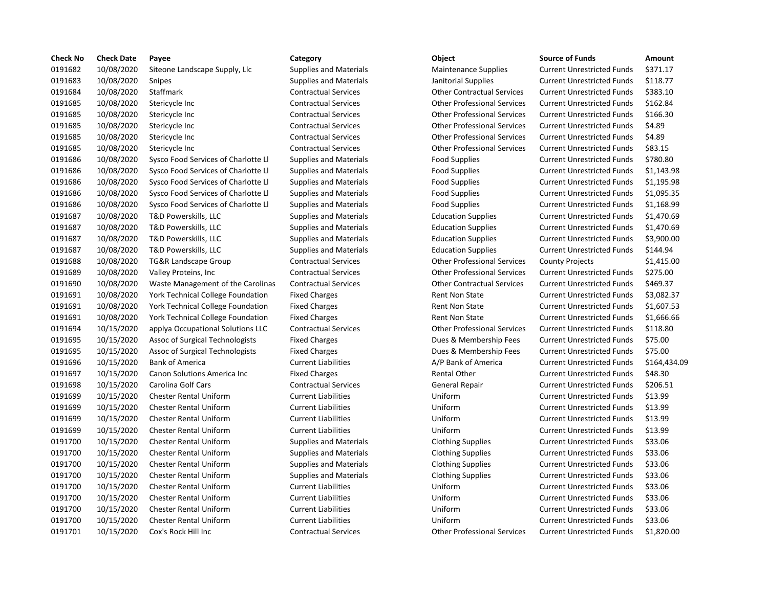| Check No | Check Date | Payee | Category | Object | Source of Funds | Amount |
|---|---|---|---|---|---|---|
| 0191682 | 10/08/2020 | Siteone Landscape Supply, Llc | Supplies and Materials | Maintenance Supplies | Current Unrestricted Funds | $371.17 |
| 0191683 | 10/08/2020 | Snipes | Supplies and Materials | Janitorial Supplies | Current Unrestricted Funds | $118.77 |
| 0191684 | 10/08/2020 | Staffmark | Contractual Services | Other Contractual Services | Current Unrestricted Funds | $383.10 |
| 0191685 | 10/08/2020 | Stericycle Inc | Contractual Services | Other Professional Services | Current Unrestricted Funds | $162.84 |
| 0191685 | 10/08/2020 | Stericycle Inc | Contractual Services | Other Professional Services | Current Unrestricted Funds | $166.30 |
| 0191685 | 10/08/2020 | Stericycle Inc | Contractual Services | Other Professional Services | Current Unrestricted Funds | $4.89 |
| 0191685 | 10/08/2020 | Stericycle Inc | Contractual Services | Other Professional Services | Current Unrestricted Funds | $4.89 |
| 0191685 | 10/08/2020 | Stericycle Inc | Contractual Services | Other Professional Services | Current Unrestricted Funds | $83.15 |
| 0191686 | 10/08/2020 | Sysco Food Services of Charlotte Ll | Supplies and Materials | Food Supplies | Current Unrestricted Funds | $780.80 |
| 0191686 | 10/08/2020 | Sysco Food Services of Charlotte Ll | Supplies and Materials | Food Supplies | Current Unrestricted Funds | $1,143.98 |
| 0191686 | 10/08/2020 | Sysco Food Services of Charlotte Ll | Supplies and Materials | Food Supplies | Current Unrestricted Funds | $1,195.98 |
| 0191686 | 10/08/2020 | Sysco Food Services of Charlotte Ll | Supplies and Materials | Food Supplies | Current Unrestricted Funds | $1,095.35 |
| 0191686 | 10/08/2020 | Sysco Food Services of Charlotte Ll | Supplies and Materials | Food Supplies | Current Unrestricted Funds | $1,168.99 |
| 0191687 | 10/08/2020 | T&D Powerskills, LLC | Supplies and Materials | Education Supplies | Current Unrestricted Funds | $1,470.69 |
| 0191687 | 10/08/2020 | T&D Powerskills, LLC | Supplies and Materials | Education Supplies | Current Unrestricted Funds | $1,470.69 |
| 0191687 | 10/08/2020 | T&D Powerskills, LLC | Supplies and Materials | Education Supplies | Current Unrestricted Funds | $3,900.00 |
| 0191687 | 10/08/2020 | T&D Powerskills, LLC | Supplies and Materials | Education Supplies | Current Unrestricted Funds | $144.94 |
| 0191688 | 10/08/2020 | TG&R Landscape Group | Contractual Services | Other Professional Services | County Projects | $1,415.00 |
| 0191689 | 10/08/2020 | Valley Proteins, Inc | Contractual Services | Other Professional Services | Current Unrestricted Funds | $275.00 |
| 0191690 | 10/08/2020 | Waste Management of the Carolinas | Contractual Services | Other Contractual Services | Current Unrestricted Funds | $469.37 |
| 0191691 | 10/08/2020 | York Technical College Foundation | Fixed Charges | Rent Non State | Current Unrestricted Funds | $3,082.37 |
| 0191691 | 10/08/2020 | York Technical College Foundation | Fixed Charges | Rent Non State | Current Unrestricted Funds | $1,607.53 |
| 0191691 | 10/08/2020 | York Technical College Foundation | Fixed Charges | Rent Non State | Current Unrestricted Funds | $1,666.66 |
| 0191694 | 10/15/2020 | applya Occupational Solutions LLC | Contractual Services | Other Professional Services | Current Unrestricted Funds | $118.80 |
| 0191695 | 10/15/2020 | Assoc of Surgical Technologists | Fixed Charges | Dues & Membership Fees | Current Unrestricted Funds | $75.00 |
| 0191695 | 10/15/2020 | Assoc of Surgical Technologists | Fixed Charges | Dues & Membership Fees | Current Unrestricted Funds | $75.00 |
| 0191696 | 10/15/2020 | Bank of America | Current Liabilities | A/P Bank of America | Current Unrestricted Funds | $164,434.09 |
| 0191697 | 10/15/2020 | Canon Solutions America Inc | Fixed Charges | Rental Other | Current Unrestricted Funds | $48.30 |
| 0191698 | 10/15/2020 | Carolina Golf Cars | Contractual Services | General Repair | Current Unrestricted Funds | $206.51 |
| 0191699 | 10/15/2020 | Chester Rental Uniform | Current Liabilities | Uniform | Current Unrestricted Funds | $13.99 |
| 0191699 | 10/15/2020 | Chester Rental Uniform | Current Liabilities | Uniform | Current Unrestricted Funds | $13.99 |
| 0191699 | 10/15/2020 | Chester Rental Uniform | Current Liabilities | Uniform | Current Unrestricted Funds | $13.99 |
| 0191699 | 10/15/2020 | Chester Rental Uniform | Current Liabilities | Uniform | Current Unrestricted Funds | $13.99 |
| 0191700 | 10/15/2020 | Chester Rental Uniform | Supplies and Materials | Clothing Supplies | Current Unrestricted Funds | $33.06 |
| 0191700 | 10/15/2020 | Chester Rental Uniform | Supplies and Materials | Clothing Supplies | Current Unrestricted Funds | $33.06 |
| 0191700 | 10/15/2020 | Chester Rental Uniform | Supplies and Materials | Clothing Supplies | Current Unrestricted Funds | $33.06 |
| 0191700 | 10/15/2020 | Chester Rental Uniform | Supplies and Materials | Clothing Supplies | Current Unrestricted Funds | $33.06 |
| 0191700 | 10/15/2020 | Chester Rental Uniform | Current Liabilities | Uniform | Current Unrestricted Funds | $33.06 |
| 0191700 | 10/15/2020 | Chester Rental Uniform | Current Liabilities | Uniform | Current Unrestricted Funds | $33.06 |
| 0191700 | 10/15/2020 | Chester Rental Uniform | Current Liabilities | Uniform | Current Unrestricted Funds | $33.06 |
| 0191700 | 10/15/2020 | Chester Rental Uniform | Current Liabilities | Uniform | Current Unrestricted Funds | $33.06 |
| 0191701 | 10/15/2020 | Cox's Rock Hill Inc | Contractual Services | Other Professional Services | Current Unrestricted Funds | $1,820.00 |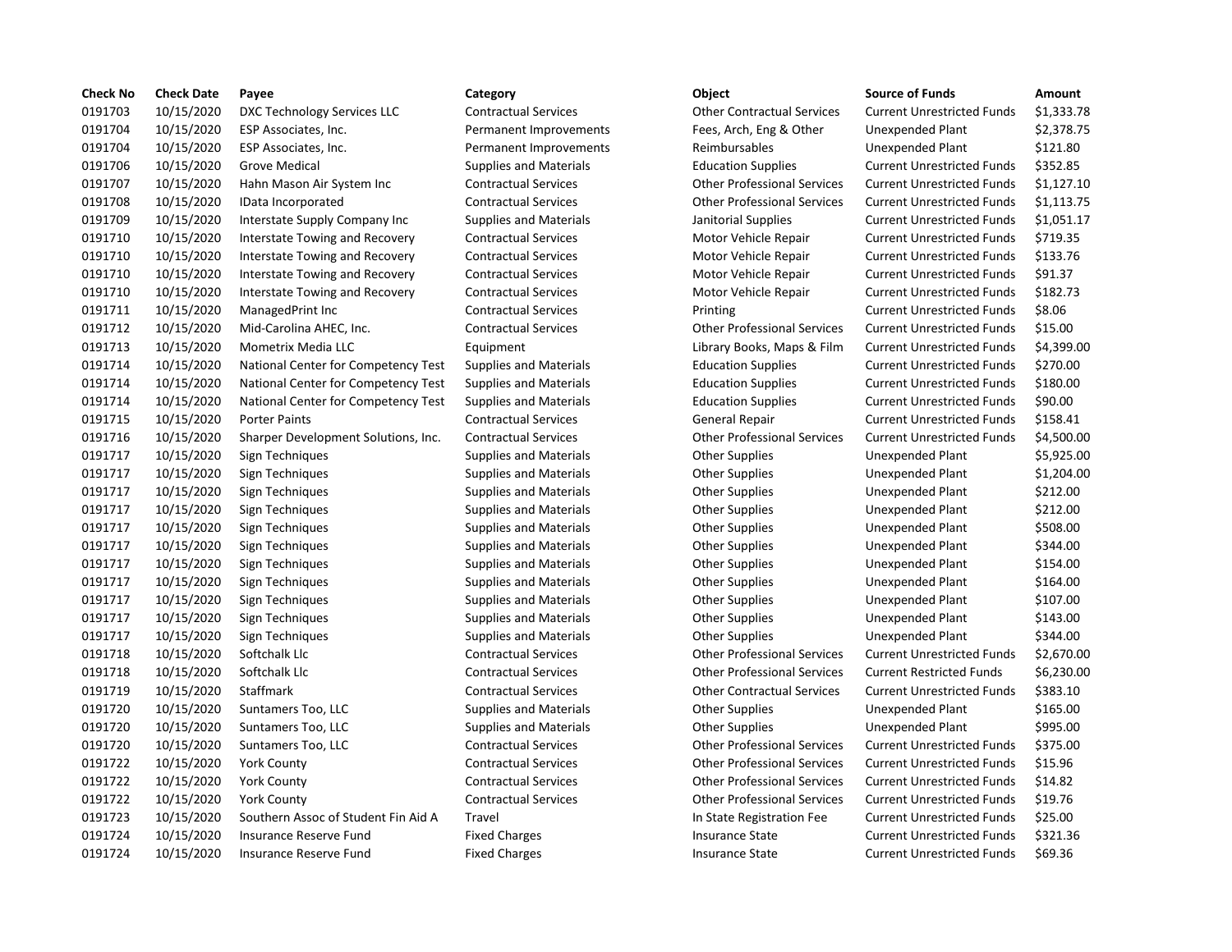| Check No | Check Date | Payee | Category | Object | Source of Funds | Amount |
|---|---|---|---|---|---|---|
| 0191703 | 10/15/2020 | DXC Technology Services LLC | Contractual Services | Other Contractual Services | Current Unrestricted Funds | $1,333.78 |
| 0191704 | 10/15/2020 | ESP Associates, Inc. | Permanent Improvements | Fees, Arch, Eng & Other | Unexpended Plant | $2,378.75 |
| 0191704 | 10/15/2020 | ESP Associates, Inc. | Permanent Improvements | Reimbursables | Unexpended Plant | $121.80 |
| 0191706 | 10/15/2020 | Grove Medical | Supplies and Materials | Education Supplies | Current Unrestricted Funds | $352.85 |
| 0191707 | 10/15/2020 | Hahn Mason Air System Inc | Contractual Services | Other Professional Services | Current Unrestricted Funds | $1,127.10 |
| 0191708 | 10/15/2020 | IData Incorporated | Contractual Services | Other Professional Services | Current Unrestricted Funds | $1,113.75 |
| 0191709 | 10/15/2020 | Interstate Supply Company Inc | Supplies and Materials | Janitorial Supplies | Current Unrestricted Funds | $1,051.17 |
| 0191710 | 10/15/2020 | Interstate Towing and Recovery | Contractual Services | Motor Vehicle Repair | Current Unrestricted Funds | $719.35 |
| 0191710 | 10/15/2020 | Interstate Towing and Recovery | Contractual Services | Motor Vehicle Repair | Current Unrestricted Funds | $133.76 |
| 0191710 | 10/15/2020 | Interstate Towing and Recovery | Contractual Services | Motor Vehicle Repair | Current Unrestricted Funds | $91.37 |
| 0191710 | 10/15/2020 | Interstate Towing and Recovery | Contractual Services | Motor Vehicle Repair | Current Unrestricted Funds | $182.73 |
| 0191711 | 10/15/2020 | ManagedPrint Inc | Contractual Services | Printing | Current Unrestricted Funds | $8.06 |
| 0191712 | 10/15/2020 | Mid-Carolina AHEC, Inc. | Contractual Services | Other Professional Services | Current Unrestricted Funds | $15.00 |
| 0191713 | 10/15/2020 | Mometrix Media LLC | Equipment | Library Books, Maps & Film | Current Unrestricted Funds | $4,399.00 |
| 0191714 | 10/15/2020 | National Center for Competency Test | Supplies and Materials | Education Supplies | Current Unrestricted Funds | $270.00 |
| 0191714 | 10/15/2020 | National Center for Competency Test | Supplies and Materials | Education Supplies | Current Unrestricted Funds | $180.00 |
| 0191714 | 10/15/2020 | National Center for Competency Test | Supplies and Materials | Education Supplies | Current Unrestricted Funds | $90.00 |
| 0191715 | 10/15/2020 | Porter Paints | Contractual Services | General Repair | Current Unrestricted Funds | $158.41 |
| 0191716 | 10/15/2020 | Sharper Development Solutions, Inc. | Contractual Services | Other Professional Services | Current Unrestricted Funds | $4,500.00 |
| 0191717 | 10/15/2020 | Sign Techniques | Supplies and Materials | Other Supplies | Unexpended Plant | $5,925.00 |
| 0191717 | 10/15/2020 | Sign Techniques | Supplies and Materials | Other Supplies | Unexpended Plant | $1,204.00 |
| 0191717 | 10/15/2020 | Sign Techniques | Supplies and Materials | Other Supplies | Unexpended Plant | $212.00 |
| 0191717 | 10/15/2020 | Sign Techniques | Supplies and Materials | Other Supplies | Unexpended Plant | $212.00 |
| 0191717 | 10/15/2020 | Sign Techniques | Supplies and Materials | Other Supplies | Unexpended Plant | $508.00 |
| 0191717 | 10/15/2020 | Sign Techniques | Supplies and Materials | Other Supplies | Unexpended Plant | $344.00 |
| 0191717 | 10/15/2020 | Sign Techniques | Supplies and Materials | Other Supplies | Unexpended Plant | $154.00 |
| 0191717 | 10/15/2020 | Sign Techniques | Supplies and Materials | Other Supplies | Unexpended Plant | $164.00 |
| 0191717 | 10/15/2020 | Sign Techniques | Supplies and Materials | Other Supplies | Unexpended Plant | $107.00 |
| 0191717 | 10/15/2020 | Sign Techniques | Supplies and Materials | Other Supplies | Unexpended Plant | $143.00 |
| 0191717 | 10/15/2020 | Sign Techniques | Supplies and Materials | Other Supplies | Unexpended Plant | $344.00 |
| 0191718 | 10/15/2020 | Softchalk Llc | Contractual Services | Other Professional Services | Current Unrestricted Funds | $2,670.00 |
| 0191718 | 10/15/2020 | Softchalk Llc | Contractual Services | Other Professional Services | Current Restricted Funds | $6,230.00 |
| 0191719 | 10/15/2020 | Staffmark | Contractual Services | Other Contractual Services | Current Unrestricted Funds | $383.10 |
| 0191720 | 10/15/2020 | Suntamers Too, LLC | Supplies and Materials | Other Supplies | Unexpended Plant | $165.00 |
| 0191720 | 10/15/2020 | Suntamers Too, LLC | Supplies and Materials | Other Supplies | Unexpended Plant | $995.00 |
| 0191720 | 10/15/2020 | Suntamers Too, LLC | Contractual Services | Other Professional Services | Current Unrestricted Funds | $375.00 |
| 0191722 | 10/15/2020 | York County | Contractual Services | Other Professional Services | Current Unrestricted Funds | $15.96 |
| 0191722 | 10/15/2020 | York County | Contractual Services | Other Professional Services | Current Unrestricted Funds | $14.82 |
| 0191722 | 10/15/2020 | York County | Contractual Services | Other Professional Services | Current Unrestricted Funds | $19.76 |
| 0191723 | 10/15/2020 | Southern Assoc of Student Fin Aid A | Travel | In State Registration Fee | Current Unrestricted Funds | $25.00 |
| 0191724 | 10/15/2020 | Insurance Reserve Fund | Fixed Charges | Insurance State | Current Unrestricted Funds | $321.36 |
| 0191724 | 10/15/2020 | Insurance Reserve Fund | Fixed Charges | Insurance State | Current Unrestricted Funds | $69.36 |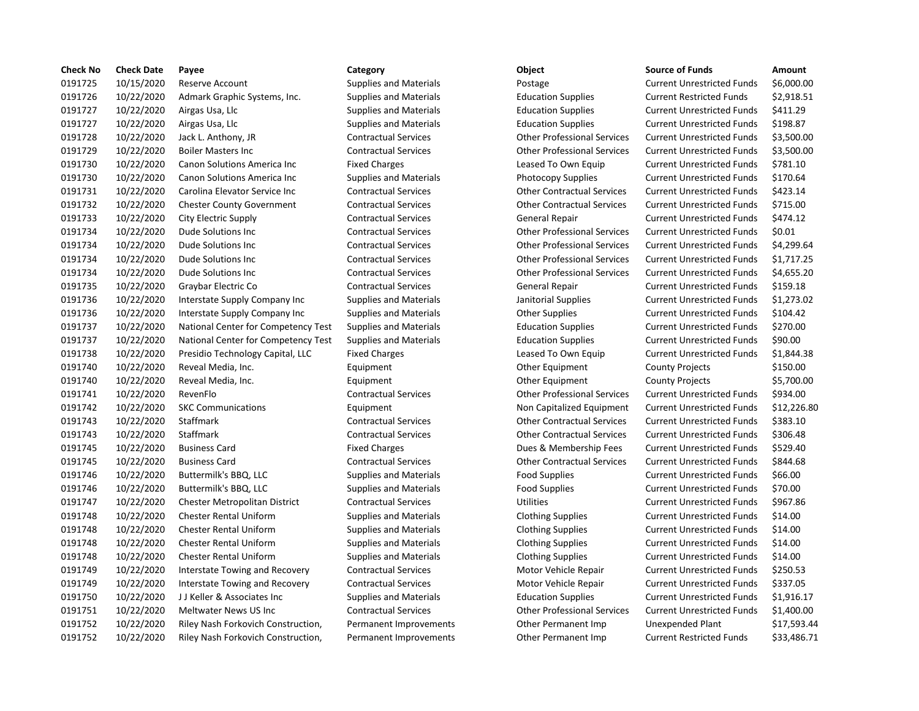| Check No | Check Date | Payee | Category | Object | Source of Funds | Amount |
|---|---|---|---|---|---|---|
| 0191725 | 10/15/2020 | Reserve Account | Supplies and Materials | Postage | Current Unrestricted Funds | $6,000.00 |
| 0191726 | 10/22/2020 | Admark Graphic Systems, Inc. | Supplies and Materials | Education Supplies | Current Restricted Funds | $2,918.51 |
| 0191727 | 10/22/2020 | Airgas Usa, Llc | Supplies and Materials | Education Supplies | Current Unrestricted Funds | $411.29 |
| 0191727 | 10/22/2020 | Airgas Usa, Llc | Supplies and Materials | Education Supplies | Current Unrestricted Funds | $198.87 |
| 0191728 | 10/22/2020 | Jack L. Anthony, JR | Contractual Services | Other Professional Services | Current Unrestricted Funds | $3,500.00 |
| 0191729 | 10/22/2020 | Boiler Masters Inc | Contractual Services | Other Professional Services | Current Unrestricted Funds | $3,500.00 |
| 0191730 | 10/22/2020 | Canon Solutions America Inc | Fixed Charges | Leased To Own Equip | Current Unrestricted Funds | $781.10 |
| 0191730 | 10/22/2020 | Canon Solutions America Inc | Supplies and Materials | Photocopy Supplies | Current Unrestricted Funds | $170.64 |
| 0191731 | 10/22/2020 | Carolina Elevator Service Inc | Contractual Services | Other Contractual Services | Current Unrestricted Funds | $423.14 |
| 0191732 | 10/22/2020 | Chester County Government | Contractual Services | Other Contractual Services | Current Unrestricted Funds | $715.00 |
| 0191733 | 10/22/2020 | City Electric Supply | Contractual Services | General Repair | Current Unrestricted Funds | $474.12 |
| 0191734 | 10/22/2020 | Dude Solutions Inc | Contractual Services | Other Professional Services | Current Unrestricted Funds | $0.01 |
| 0191734 | 10/22/2020 | Dude Solutions Inc | Contractual Services | Other Professional Services | Current Unrestricted Funds | $4,299.64 |
| 0191734 | 10/22/2020 | Dude Solutions Inc | Contractual Services | Other Professional Services | Current Unrestricted Funds | $1,717.25 |
| 0191734 | 10/22/2020 | Dude Solutions Inc | Contractual Services | Other Professional Services | Current Unrestricted Funds | $4,655.20 |
| 0191735 | 10/22/2020 | Graybar Electric Co | Contractual Services | General Repair | Current Unrestricted Funds | $159.18 |
| 0191736 | 10/22/2020 | Interstate Supply Company Inc | Supplies and Materials | Janitorial Supplies | Current Unrestricted Funds | $1,273.02 |
| 0191736 | 10/22/2020 | Interstate Supply Company Inc | Supplies and Materials | Other Supplies | Current Unrestricted Funds | $104.42 |
| 0191737 | 10/22/2020 | National Center for Competency Test | Supplies and Materials | Education Supplies | Current Unrestricted Funds | $270.00 |
| 0191737 | 10/22/2020 | National Center for Competency Test | Supplies and Materials | Education Supplies | Current Unrestricted Funds | $90.00 |
| 0191738 | 10/22/2020 | Presidio Technology Capital, LLC | Fixed Charges | Leased To Own Equip | Current Unrestricted Funds | $1,844.38 |
| 0191740 | 10/22/2020 | Reveal Media, Inc. | Equipment | Other Equipment | County Projects | $150.00 |
| 0191740 | 10/22/2020 | Reveal Media, Inc. | Equipment | Other Equipment | County Projects | $5,700.00 |
| 0191741 | 10/22/2020 | RevenFlo | Contractual Services | Other Professional Services | Current Unrestricted Funds | $934.00 |
| 0191742 | 10/22/2020 | SKC Communications | Equipment | Non Capitalized Equipment | Current Unrestricted Funds | $12,226.80 |
| 0191743 | 10/22/2020 | Staffmark | Contractual Services | Other Contractual Services | Current Unrestricted Funds | $383.10 |
| 0191743 | 10/22/2020 | Staffmark | Contractual Services | Other Contractual Services | Current Unrestricted Funds | $306.48 |
| 0191745 | 10/22/2020 | Business Card | Fixed Charges | Dues & Membership Fees | Current Unrestricted Funds | $529.40 |
| 0191745 | 10/22/2020 | Business Card | Contractual Services | Other Contractual Services | Current Unrestricted Funds | $844.68 |
| 0191746 | 10/22/2020 | Buttermilk's BBQ, LLC | Supplies and Materials | Food Supplies | Current Unrestricted Funds | $66.00 |
| 0191746 | 10/22/2020 | Buttermilk's BBQ, LLC | Supplies and Materials | Food Supplies | Current Unrestricted Funds | $70.00 |
| 0191747 | 10/22/2020 | Chester Metropolitan District | Contractual Services | Utilities | Current Unrestricted Funds | $967.86 |
| 0191748 | 10/22/2020 | Chester Rental Uniform | Supplies and Materials | Clothing Supplies | Current Unrestricted Funds | $14.00 |
| 0191748 | 10/22/2020 | Chester Rental Uniform | Supplies and Materials | Clothing Supplies | Current Unrestricted Funds | $14.00 |
| 0191748 | 10/22/2020 | Chester Rental Uniform | Supplies and Materials | Clothing Supplies | Current Unrestricted Funds | $14.00 |
| 0191748 | 10/22/2020 | Chester Rental Uniform | Supplies and Materials | Clothing Supplies | Current Unrestricted Funds | $14.00 |
| 0191749 | 10/22/2020 | Interstate Towing and Recovery | Contractual Services | Motor Vehicle Repair | Current Unrestricted Funds | $250.53 |
| 0191749 | 10/22/2020 | Interstate Towing and Recovery | Contractual Services | Motor Vehicle Repair | Current Unrestricted Funds | $337.05 |
| 0191750 | 10/22/2020 | J J Keller & Associates Inc | Supplies and Materials | Education Supplies | Current Unrestricted Funds | $1,916.17 |
| 0191751 | 10/22/2020 | Meltwater News US Inc | Contractual Services | Other Professional Services | Current Unrestricted Funds | $1,400.00 |
| 0191752 | 10/22/2020 | Riley Nash Forkovich Construction, | Permanent Improvements | Other Permanent Imp | Unexpended Plant | $17,593.44 |
| 0191752 | 10/22/2020 | Riley Nash Forkovich Construction, | Permanent Improvements | Other Permanent Imp | Current Restricted Funds | $33,486.71 |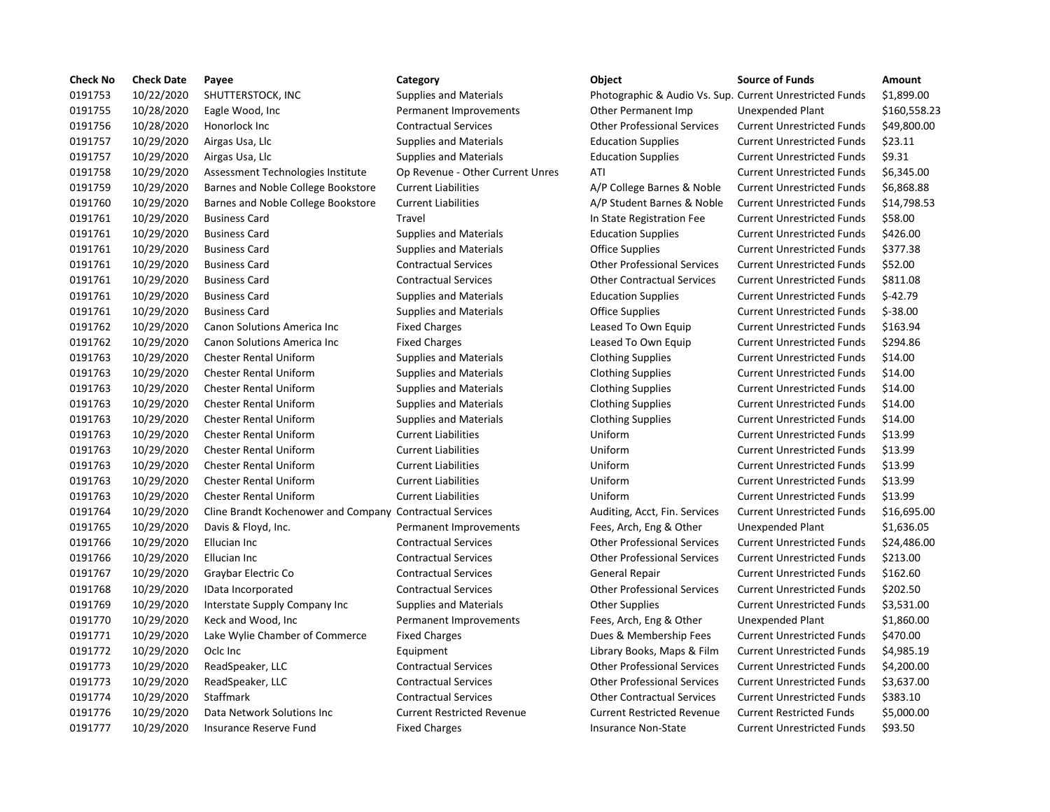| Check No | Check Date | Payee | Category | Object | Source of Funds | Amount |
|---|---|---|---|---|---|---|
| 0191753 | 10/22/2020 | SHUTTERSTOCK, INC | Supplies and Materials | Photographic & Audio Vs. Sup. | Current Unrestricted Funds | $1,899.00 |
| 0191755 | 10/28/2020 | Eagle Wood, Inc | Permanent Improvements | Other Permanent Imp | Unexpended Plant | $160,558.23 |
| 0191756 | 10/28/2020 | Honorlock Inc | Contractual Services | Other Professional Services | Current Unrestricted Funds | $49,800.00 |
| 0191757 | 10/29/2020 | Airgas Usa, Llc | Supplies and Materials | Education Supplies | Current Unrestricted Funds | $23.11 |
| 0191757 | 10/29/2020 | Airgas Usa, Llc | Supplies and Materials | Education Supplies | Current Unrestricted Funds | $9.31 |
| 0191758 | 10/29/2020 | Assessment Technologies Institute | Op Revenue - Other Current Unres | ATI | Current Unrestricted Funds | $6,345.00 |
| 0191759 | 10/29/2020 | Barnes and Noble College Bookstore | Current Liabilities | A/P College Barnes & Noble | Current Unrestricted Funds | $6,868.88 |
| 0191760 | 10/29/2020 | Barnes and Noble College Bookstore | Current Liabilities | A/P Student Barnes & Noble | Current Unrestricted Funds | $14,798.53 |
| 0191761 | 10/29/2020 | Business Card | Travel | In State Registration Fee | Current Unrestricted Funds | $58.00 |
| 0191761 | 10/29/2020 | Business Card | Supplies and Materials | Education Supplies | Current Unrestricted Funds | $426.00 |
| 0191761 | 10/29/2020 | Business Card | Supplies and Materials | Office Supplies | Current Unrestricted Funds | $377.38 |
| 0191761 | 10/29/2020 | Business Card | Contractual Services | Other Professional Services | Current Unrestricted Funds | $52.00 |
| 0191761 | 10/29/2020 | Business Card | Contractual Services | Other Contractual Services | Current Unrestricted Funds | $811.08 |
| 0191761 | 10/29/2020 | Business Card | Supplies and Materials | Education Supplies | Current Unrestricted Funds | $-42.79 |
| 0191761 | 10/29/2020 | Business Card | Supplies and Materials | Office Supplies | Current Unrestricted Funds | $-38.00 |
| 0191762 | 10/29/2020 | Canon Solutions America Inc | Fixed Charges | Leased To Own Equip | Current Unrestricted Funds | $163.94 |
| 0191762 | 10/29/2020 | Canon Solutions America Inc | Fixed Charges | Leased To Own Equip | Current Unrestricted Funds | $294.86 |
| 0191763 | 10/29/2020 | Chester Rental Uniform | Supplies and Materials | Clothing Supplies | Current Unrestricted Funds | $14.00 |
| 0191763 | 10/29/2020 | Chester Rental Uniform | Supplies and Materials | Clothing Supplies | Current Unrestricted Funds | $14.00 |
| 0191763 | 10/29/2020 | Chester Rental Uniform | Supplies and Materials | Clothing Supplies | Current Unrestricted Funds | $14.00 |
| 0191763 | 10/29/2020 | Chester Rental Uniform | Supplies and Materials | Clothing Supplies | Current Unrestricted Funds | $14.00 |
| 0191763 | 10/29/2020 | Chester Rental Uniform | Supplies and Materials | Clothing Supplies | Current Unrestricted Funds | $14.00 |
| 0191763 | 10/29/2020 | Chester Rental Uniform | Current Liabilities | Uniform | Current Unrestricted Funds | $13.99 |
| 0191763 | 10/29/2020 | Chester Rental Uniform | Current Liabilities | Uniform | Current Unrestricted Funds | $13.99 |
| 0191763 | 10/29/2020 | Chester Rental Uniform | Current Liabilities | Uniform | Current Unrestricted Funds | $13.99 |
| 0191763 | 10/29/2020 | Chester Rental Uniform | Current Liabilities | Uniform | Current Unrestricted Funds | $13.99 |
| 0191763 | 10/29/2020 | Chester Rental Uniform | Current Liabilities | Uniform | Current Unrestricted Funds | $13.99 |
| 0191764 | 10/29/2020 | Cline Brandt Kochenower and Company | Contractual Services | Auditing, Acct, Fin. Services | Current Unrestricted Funds | $16,695.00 |
| 0191765 | 10/29/2020 | Davis & Floyd, Inc. | Permanent Improvements | Fees, Arch, Eng & Other | Unexpended Plant | $1,636.05 |
| 0191766 | 10/29/2020 | Ellucian Inc | Contractual Services | Other Professional Services | Current Unrestricted Funds | $24,486.00 |
| 0191766 | 10/29/2020 | Ellucian Inc | Contractual Services | Other Professional Services | Current Unrestricted Funds | $213.00 |
| 0191767 | 10/29/2020 | Graybar Electric Co | Contractual Services | General Repair | Current Unrestricted Funds | $162.60 |
| 0191768 | 10/29/2020 | IData Incorporated | Contractual Services | Other Professional Services | Current Unrestricted Funds | $202.50 |
| 0191769 | 10/29/2020 | Interstate Supply Company Inc | Supplies and Materials | Other Supplies | Current Unrestricted Funds | $3,531.00 |
| 0191770 | 10/29/2020 | Keck and Wood, Inc | Permanent Improvements | Fees, Arch, Eng & Other | Unexpended Plant | $1,860.00 |
| 0191771 | 10/29/2020 | Lake Wylie Chamber of Commerce | Fixed Charges | Dues & Membership Fees | Current Unrestricted Funds | $470.00 |
| 0191772 | 10/29/2020 | Oclc Inc | Equipment | Library Books, Maps & Film | Current Unrestricted Funds | $4,985.19 |
| 0191773 | 10/29/2020 | ReadSpeaker, LLC | Contractual Services | Other Professional Services | Current Unrestricted Funds | $4,200.00 |
| 0191773 | 10/29/2020 | ReadSpeaker, LLC | Contractual Services | Other Professional Services | Current Unrestricted Funds | $3,637.00 |
| 0191774 | 10/29/2020 | Staffmark | Contractual Services | Other Contractual Services | Current Unrestricted Funds | $383.10 |
| 0191776 | 10/29/2020 | Data Network Solutions Inc | Current Restricted Revenue | Current Restricted Revenue | Current Restricted Funds | $5,000.00 |
| 0191777 | 10/29/2020 | Insurance Reserve Fund | Fixed Charges | Insurance Non-State | Current Unrestricted Funds | $93.50 |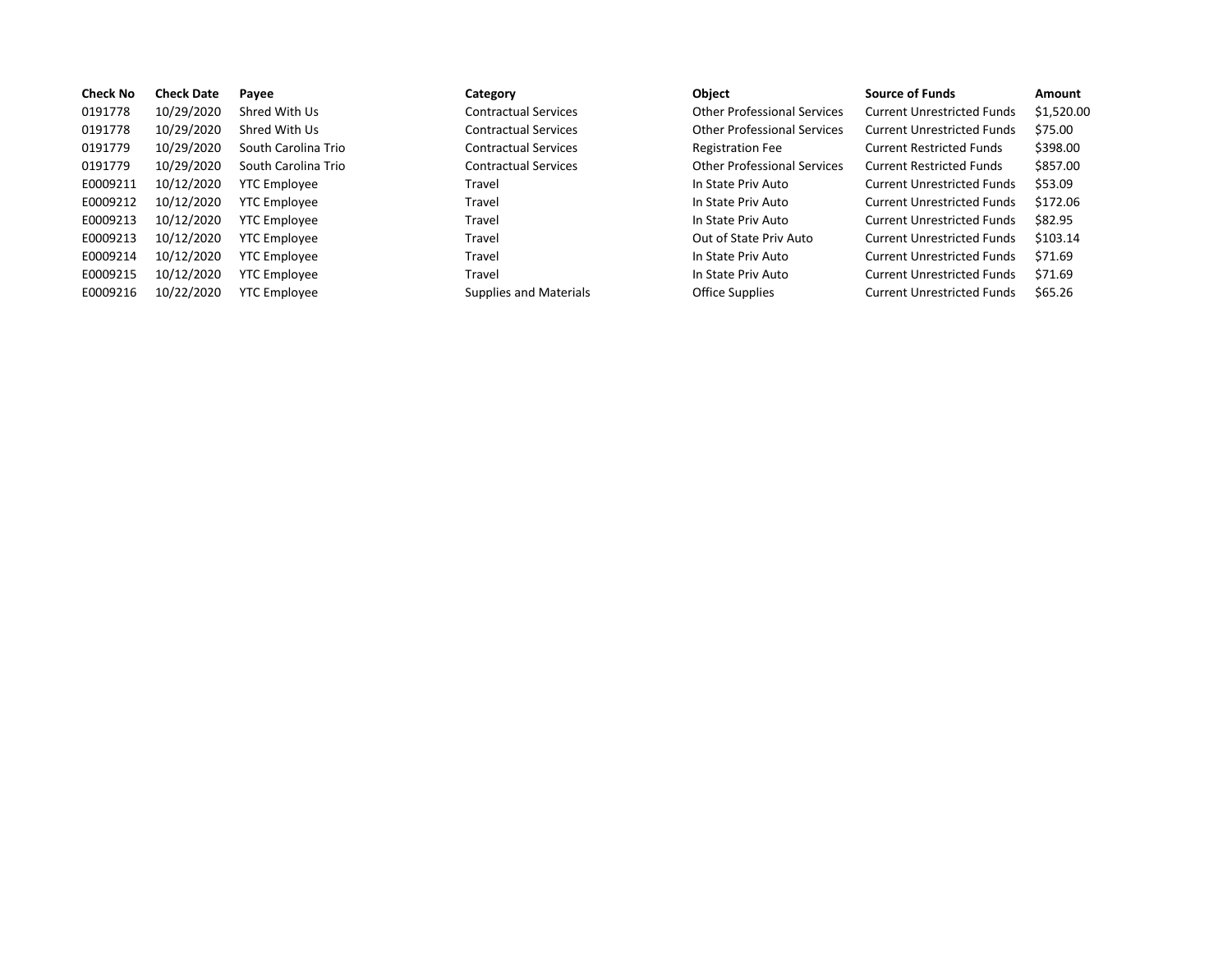| Check No | Check Date | Payee | Category | Object | Source of Funds | Amount |
|---|---|---|---|---|---|---|
| 0191778 | 10/29/2020 | Shred With Us | Contractual Services | Other Professional Services | Current Unrestricted Funds | $1,520.00 |
| 0191778 | 10/29/2020 | Shred With Us | Contractual Services | Other Professional Services | Current Unrestricted Funds | $75.00 |
| 0191779 | 10/29/2020 | South Carolina Trio | Contractual Services | Registration Fee | Current Restricted Funds | $398.00 |
| 0191779 | 10/29/2020 | South Carolina Trio | Contractual Services | Other Professional Services | Current Restricted Funds | $857.00 |
| E0009211 | 10/12/2020 | YTC Employee | Travel | In State Priv Auto | Current Unrestricted Funds | $53.09 |
| E0009212 | 10/12/2020 | YTC Employee | Travel | In State Priv Auto | Current Unrestricted Funds | $172.06 |
| E0009213 | 10/12/2020 | YTC Employee | Travel | In State Priv Auto | Current Unrestricted Funds | $82.95 |
| E0009213 | 10/12/2020 | YTC Employee | Travel | Out of State Priv Auto | Current Unrestricted Funds | $103.14 |
| E0009214 | 10/12/2020 | YTC Employee | Travel | In State Priv Auto | Current Unrestricted Funds | $71.69 |
| E0009215 | 10/12/2020 | YTC Employee | Travel | In State Priv Auto | Current Unrestricted Funds | $71.69 |
| E0009216 | 10/22/2020 | YTC Employee | Supplies and Materials | Office Supplies | Current Unrestricted Funds | $65.26 |